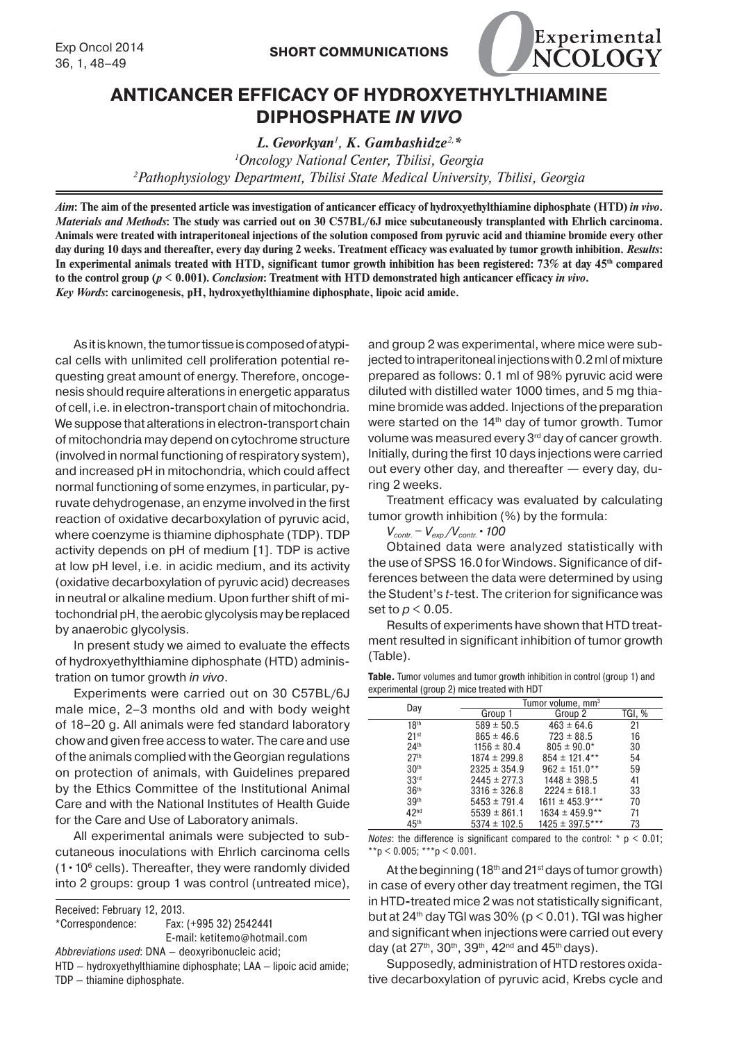SHORT COMMUNICATIONS

# ANTICANCER EFFICACY OF HYDROXYETHYLTHIAMINE DIPHOSPHATE *IN VIVO*

*L. Gevorkyan[1], K. Gambashidze[2,\*]*

[1]*Oncology National Center, Tbilisi, Georgia*

[2]*Pathophysiology Department, Tbilisi State Medical University, Tbilisi, Georgia*

***Aim*: The aim of the presented article was investigation of anticancer efficacy of hydroxyethylthiamine diphosphate (HTD) *in vivo*. *Materials and Methods*: The study was carried out on 30 C57BL/6J mice subcutaneously transplanted with Ehrlich carcinoma. Animals were treated with intraperitoneal injections of the solution composed from pyruvic acid and thiamine bromide every other day during 10 days and thereafter, every day during 2 weeks. Treatment efficacy was evaluated by tumor growth inhibition. *Results*: In experimental animals treated with HTD, significant tumor growth inhibition has been registered: 73% at day 45th compared to the control group ($p < 0.001$). *Conclusion*: Treatment with HTD demonstrated high anticancer efficacy *in vivo*.**

***Key Words*: carcinogenesis, pH, hydroxyethylthiamine diphosphate, lipoic acid amide.**

As it is known, the tumor tissue is composed of atypical cells with unlimited cell proliferation potential requesting great amount of energy. Therefore, oncogenesis should require alterations in energetic apparatus of cell, i.e. in electron-transport chain of mitochondria. We suppose that alterations in electron-transport chain of mitochondria may depend on cytochrome structure (involved in normal functioning of respiratory system), and increased pH in mitochondria, which could affect normal functioning of some enzymes, in particular, pyruvate dehydrogenase, an enzyme involved in the first reaction of oxidative decarboxylation of pyruvic acid, where coenzyme is thiamine diphosphate (TDP). TDP activity depends on pH of medium [1]. TDP is active at low pH level, i.e. in acidic medium, and its activity (oxidative decarboxylation of pyruvic acid) decreases in neutral or alkaline medium. Upon further shift of mitochondrial pH, the aerobic glycolysis may be replaced by anaerobic glycolysis.

In present study we aimed to evaluate the effects of hydroxyethylthiamine diphosphate (HTD) administration on tumor growth *in vivo*.

Experiments were carried out on 30 C57BL/6J male mice, 2–3 months old and with body weight of 18–20 g. All animals were fed standard laboratory chow and given free access to water. The care and use of the animals complied with the Georgian regulations on protection of animals, with Guidelines prepared by the Ethics Committee of the Institutional Animal Care and with the National Institutes of Health Guide for the Care and Use of Laboratory animals.

All experimental animals were subjected to subcutaneous inoculations with Ehrlich carcinoma cells ($1 \cdot 10^6$ cells). Thereafter, they were randomly divided into 2 groups: group 1 was control (untreated mice), and group 2 was experimental, where mice were subjected to intraperitoneal injections with 0.2 ml of mixture prepared as follows: 0.1 ml of 98% pyruvic acid were diluted with distilled water 1000 times, and 5 mg thiamine bromide was added. Injections of the preparation were started on the 14th day of tumor growth. Tumor volume was measured every 3rd day of cancer growth. Initially, during the first 10 days injections were carried out every other day, and thereafter — every day, during 2 weeks.

Treatment efficacy was evaluated by calculating tumor growth inhibition (%) by the formula:

$$V_{contr.} - V_{exp.}/V_{contr.} \cdot 100$$

Obtained data were analyzed statistically with the use of SPSS 16.0 for Windows. Significance of differences between the data were determined by using the Student's *t*-test. The criterion for significance was set to $p < 0.05$.

Results of experiments have shown that HTD treatment resulted in significant inhibition of tumor growth (Table).

**Table.** Tumor volumes and tumor growth inhibition in control (group 1) and experimental (group 2) mice treated with HDT

| Day | Tumor volume, mm³ | | |
|---|---|---|---|
| | Group 1 | Group 2 | TGI, % |
| 18th | 589 ± 50.5 | 463 ± 64.6 | 21 |
| 21st | 865 ± 46.6 | 723 ± 88.5 | 16 |
| 24th | 1156 ± 80.4 | 805 ± 90.0* | 30 |
| 27th | 1874 ± 299.8 | 854 ± 121.4** | 54 |
| 30th | 2325 ± 354.9 | 962 ± 151.0** | 59 |
| 33rd | 2445 ± 277.3 | 1448 ± 398.5 | 41 |
| 36th | 3316 ± 326.8 | 2224 ± 618.1 | 33 |
| 39th | 5453 ± 791.4 | 1611 ± 453.9*** | 70 |
| 42nd | 5539 ± 861.1 | 1634 ± 459.9** | 71 |
| 45th | 5374 ± 102.5 | 1425 ± 397.5*** | 73 |

*Notes*: the difference is significant compared to the control: * $p < 0.01$; ** $p < 0.005$; *** $p < 0.001$.

At the beginning (18th and 21st days of tumor growth) in case of every other day treatment regimen, the TGI in HTD-treated mice 2 was not statistically significant, but at 24th day TGI was 30% ($p < 0.01$). TGI was higher and significant when injections were carried out every day (at 27th, 30th, 39th, 42nd and 45th days).

Supposedly, administration of HTD restores oxidative decarboxylation of pyruvic acid, Krebs cycle and

Received: February 12, 2013.

*Correspondence: Fax: (+995 32) 2542441

E-mail: ketitemo@hotmail.com

*Abbreviations used*: DNA – deoxyribonucleic acid; HTD – hydroxyethylthiamine diphosphate; LAA – lipoic acid amide; TDP – thiamine diphosphate.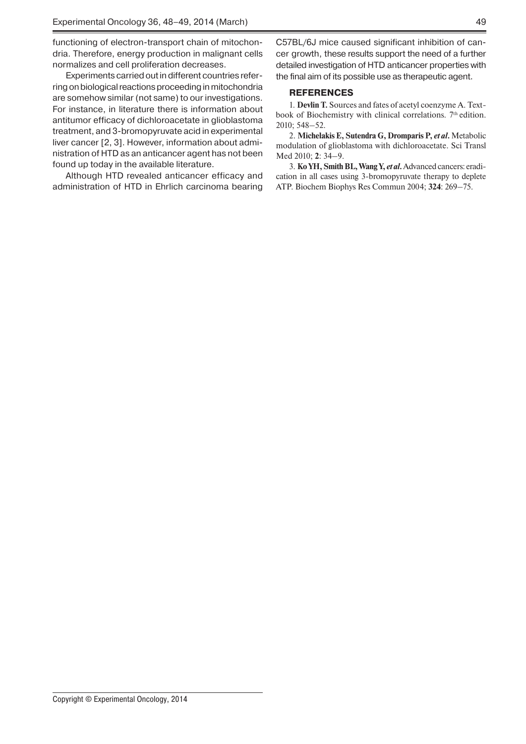functioning of electron-transport chain of mitochondria. Therefore, energy production in malignant cells normalizes and cell proliferation decreases.

Experiments carried out in different countries referring on biological reactions proceeding in mitochondria are somehow similar (not same) to our investigations. For instance, in literature there is information about antitumor efficacy of dichloroacetate in glioblastoma treatment, and 3-bromopyruvate acid in experimental liver cancer [2, 3]. However, information about administration of HTD as an anticancer agent has not been found up today in the available literature.

Although HTD revealed anticancer efficacy and administration of HTD in Ehrlich carcinoma bearing C57BL/6J mice caused significant inhibition of cancer growth, these results support the need of a further detailed investigation of HTD anticancer properties with the final aim of its possible use as therapeutic agent.

## REFERENCES

1. **Devlin T.** Sources and fates of acetyl coenzyme A. Textbook of Biochemistry with clinical correlations. 7th edition. 2010; 548–52.

2. **Michelakis E, Sutendra G, Dromparis P, *et al*.** Metabolic modulation of glioblastoma with dichloroacetate. Sci Transl Med 2010; **2**: 34–9.

3. **Ko YH, Smith BL, Wang Y, *et al*.** Advanced cancers: eradication in all cases using 3-bromopyruvate therapy to deplete ATP. Biochem Biophys Res Commun 2004; **324**: 269–75.

Copyright © Experimental Oncology, 2014